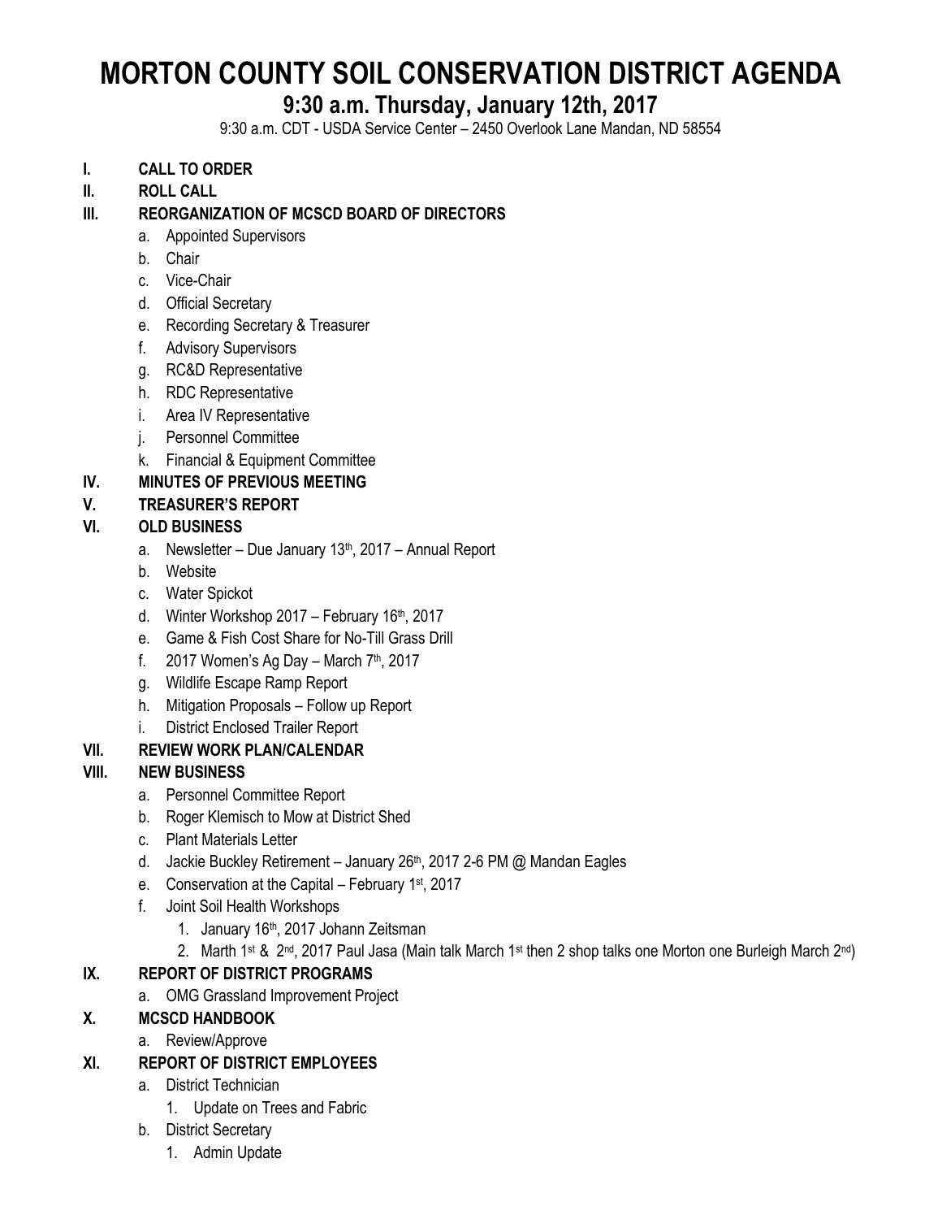# MORTON COUNTY SOIL CONSERVATION DISTRICT AGENDA

## 9:30 a.m. Thursday, January 12th, 2017

9:30 a.m. CDT - USDA Service Center – 2450 Overlook Lane Mandan, ND 58554

- **I. CALL TO ORDER**
- **II. ROLL CALL**
- **III. REORGANIZATION OF MCSCD BOARD OF DIRECTORS**
  - a. Appointed Supervisors
  - b. Chair
  - c. Vice-Chair
  - d. Official Secretary
  - e. Recording Secretary & Treasurer
  - f. Advisory Supervisors
  - g. RC&D Representative
  - h. RDC Representative
  - i. Area IV Representative
  - j. Personnel Committee
  - k. Financial & Equipment Committee
- **IV. MINUTES OF PREVIOUS MEETING**
- **V. TREASURER'S REPORT**
- **VI. OLD BUSINESS**
  - a. Newsletter – Due January 13th, 2017 – Annual Report
  - b. Website
  - c. Water Spickot
  - d. Winter Workshop 2017 – February 16th, 2017
  - e. Game & Fish Cost Share for No-Till Grass Drill
  - f. 2017 Women's Ag Day – March 7th, 2017
  - g. Wildlife Escape Ramp Report
  - h. Mitigation Proposals – Follow up Report
  - i. District Enclosed Trailer Report
- **VII. REVIEW WORK PLAN/CALENDAR**
- **VIII. NEW BUSINESS**
  - a. Personnel Committee Report
  - b. Roger Klemisch to Mow at District Shed
  - c. Plant Materials Letter
  - d. Jackie Buckley Retirement – January 26th, 2017 2-6 PM @ Mandan Eagles
  - e. Conservation at the Capital – February 1st, 2017
  - f. Joint Soil Health Workshops
    1. January 16th, 2017 Johann Zeitsman
    2. Marth 1st & 2nd, 2017 Paul Jasa (Main talk March 1st then 2 shop talks one Morton one Burleigh March 2nd)
- **IX. REPORT OF DISTRICT PROGRAMS**
  - a. OMG Grassland Improvement Project
- **X. MCSCD HANDBOOK**
  - a. Review/Approve
- **XI. REPORT OF DISTRICT EMPLOYEES**
  - a. District Technician
    1. Update on Trees and Fabric
  - b. District Secretary
    1. Admin Update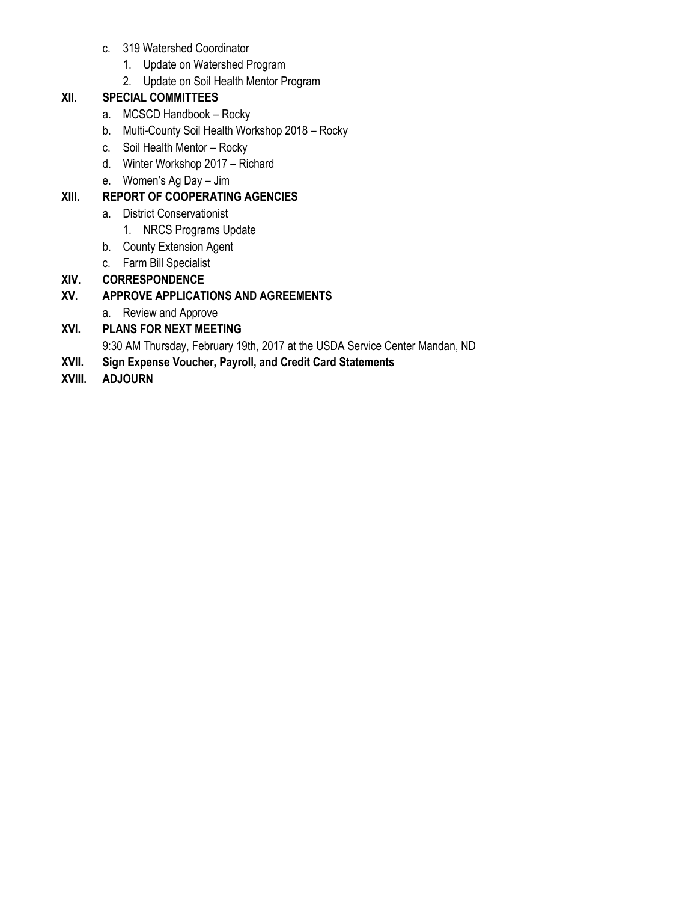c. 319 Watershed Coordinator
      1. Update on Watershed Program
      2. Update on Soil Health Mentor Program

**XII. SPECIAL COMMITTEES**

   a. MCSCD Handbook – Rocky
   b. Multi-County Soil Health Workshop 2018 – Rocky
   c. Soil Health Mentor – Rocky
   d. Winter Workshop 2017 – Richard
   e. Women's Ag Day – Jim

**XIII. REPORT OF COOPERATING AGENCIES**

   a. District Conservationist
      1. NRCS Programs Update
   b. County Extension Agent
   c. Farm Bill Specialist

**XIV. CORRESPONDENCE**

**XV. APPROVE APPLICATIONS AND AGREEMENTS**

   a. Review and Approve

**XVI. PLANS FOR NEXT MEETING**

9:30 AM Thursday, February 19th, 2017 at the USDA Service Center Mandan, ND

**XVII. Sign Expense Voucher, Payroll, and Credit Card Statements**

**XVIII. ADJOURN**